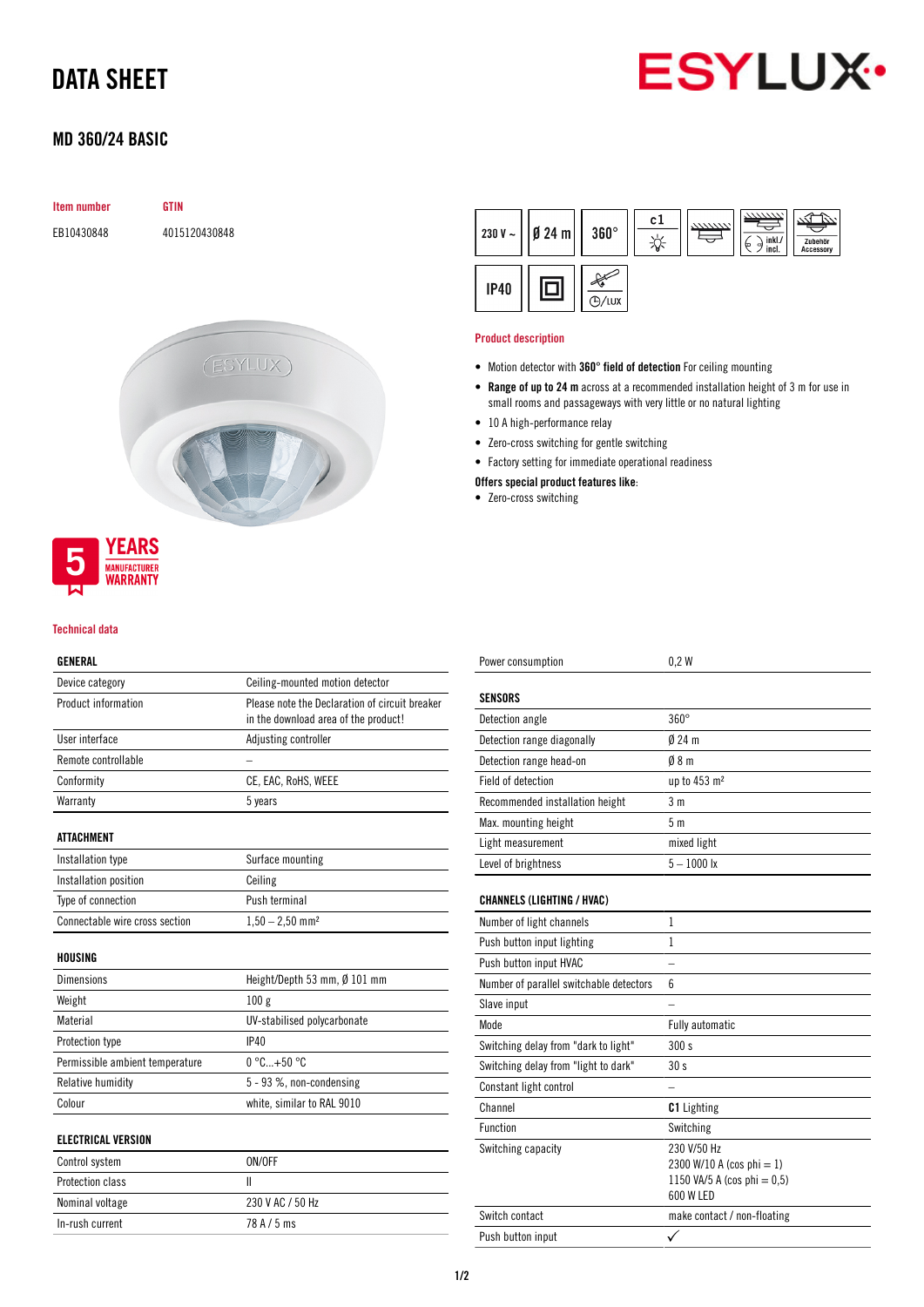# DATA SHEET

## MD 360/24 BASIC

| Item number | GTIN |
|---|---|
| EB10430848 | 4015120430848 |

230 V ~ | Ø 24 m | 360° | c1 | inkl./incl. | Zubehör Accessory | IP40

5 YEARS MANUFACTURER WARRANTY

### Product description

- Motion detector with **360° field of detection** For ceiling mounting
- **Range of up to 24 m** across at a recommended installation height of 3 m for use in small rooms and passageways with very little or no natural lighting
- 10 A high-performance relay
- Zero-cross switching for gentle switching
- Factory setting for immediate operational readiness

**Offers special product features like:**

- Zero-cross switching

### Technical data

| GENERAL | |
|---|---|
| Device category | Ceiling-mounted motion detector |
| Product information | Please note the Declaration of circuit breaker in the download area of the product! |
| User interface | Adjusting controller |
| Remote controllable | – |
| Conformity | CE, EAC, RoHS, WEEE |
| Warranty | 5 years |

| ATTACHMENT | |
|---|---|
| Installation type | Surface mounting |
| Installation position | Ceiling |
| Type of connection | Push terminal |
| Connectable wire cross section | 1,50 – 2,50 mm² |

| HOUSING | |
|---|---|
| Dimensions | Height/Depth 53 mm, Ø 101 mm |
| Weight | 100 g |
| Material | UV-stabilised polycarbonate |
| Protection type | IP40 |
| Permissible ambient temperature | 0 °C...+50 °C |
| Relative humidity | 5 - 93 %, non-condensing |
| Colour | white, similar to RAL 9010 |

| ELECTRICAL VERSION | |
|---|---|
| Control system | ON/OFF |
| Protection class | II |
| Nominal voltage | 230 V AC / 50 Hz |
| In-rush current | 78 A / 5 ms |
| Power consumption | 0,2 W |

| SENSORS | |
|---|---|
| Detection angle | 360° |
| Detection range diagonally | Ø 24 m |
| Detection range head-on | Ø 8 m |
| Field of detection | up to 453 m² |
| Recommended installation height | 3 m |
| Max. mounting height | 5 m |
| Light measurement | mixed light |
| Level of brightness | 5 – 1000 lx |

| CHANNELS (LIGHTING / HVAC) | |
|---|---|
| Number of light channels | 1 |
| Push button input lighting | 1 |
| Push button input HVAC | – |
| Number of parallel switchable detectors | 6 |
| Slave input | – |
| Mode | Fully automatic |
| Switching delay from "dark to light" | 300 s |
| Switching delay from "light to dark" | 30 s |
| Constant light control | – |
| Channel | **C1** Lighting |
| Function | Switching |
| Switching capacity | 230 V/50 Hz<br>2300 W/10 A (cos phi = 1)<br>1150 VA/5 A (cos phi = 0,5)<br>600 W LED |
| Switch contact | make contact / non-floating |
| Push button input | ✓ |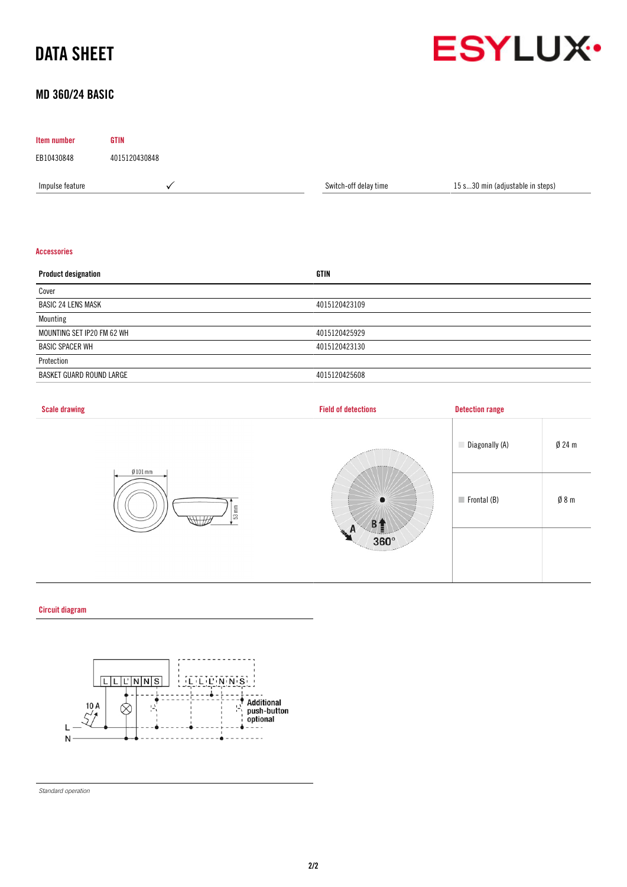# DATA SHEET

## MD 360/24 BASIC

| Item number | GTIN |
|---|---|
| EB10430848 | 4015120430848 |

| | | | |
|---|---|---|---|
| Impulse feature | ✓ | Switch-off delay time | 15 s...30 min (adjustable in steps) |

### Accessories

| Product designation | GTIN |
|---|---|
| Cover | |
| BASIC 24 LENS MASK | 4015120423109 |
| Mounting | |
| MOUNTING SET IP20 FM 62 WH | 4015120425929 |
| BASIC SPACER WH | 4015120423130 |
| Protection | |
| BASKET GUARD ROUND LARGE | 4015120425608 |

### Scale drawing

Ø 101 mm

53 mm

### Field of detections

A

B

360°

### Detection range

| | |
|---|---|
| Diagonally (A) | Ø 24 m |
| Frontal (B) | Ø 8 m |

### Circuit diagram

L L L' N N S

L L L' N N S

10 A

L

N

Additional push-button optional

*Standard operation*